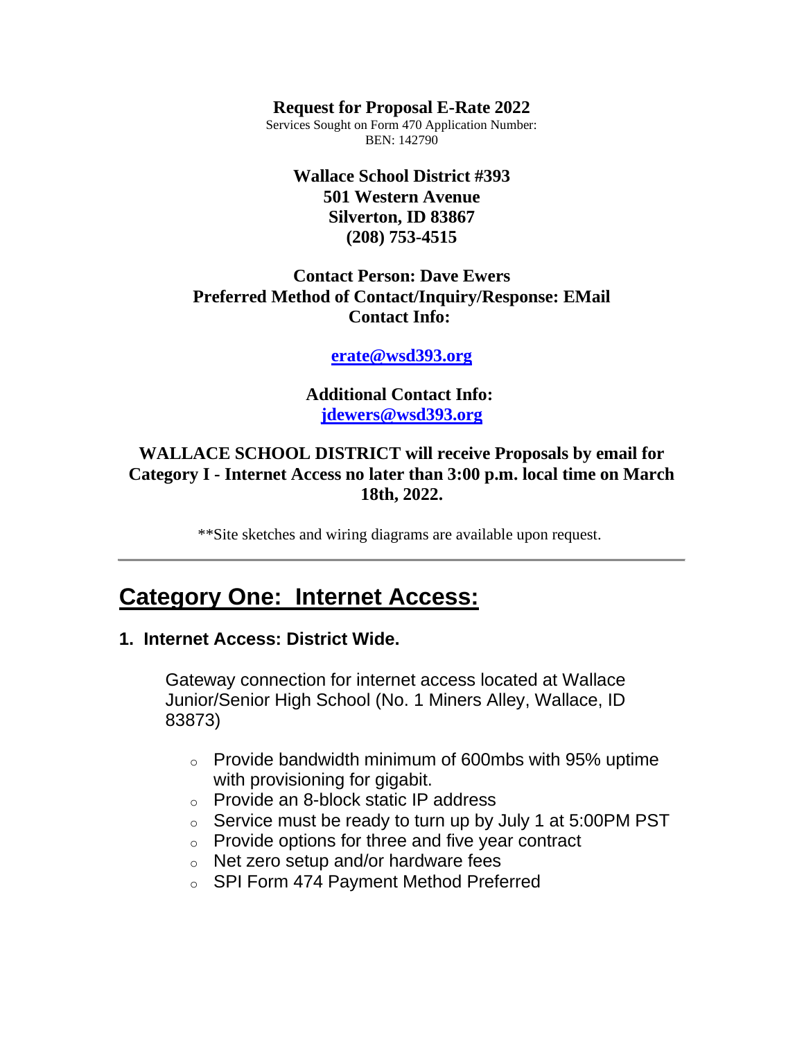**Request for Proposal E-Rate 2022**

Services Sought on Form 470 Application Number:
BEN: 142790

**Wallace School District #393**
**501 Western Avenue**
**Silverton, ID 83867**
**(208) 753-4515**

**Contact Person: Dave Ewers**
**Preferred Method of Contact/Inquiry/Response: EMail**
**Contact Info:**

**erate@wsd393.org**

**Additional Contact Info:**
**jdewers@wsd393.org**

**WALLACE SCHOOL DISTRICT will receive Proposals by email for Category I - Internet Access no later than 3:00 p.m. local time on March 18th, 2022.**

**Site sketches and wiring diagrams are available upon request.

---

# Category One: Internet Access:

### 1. Internet Access: District Wide.

Gateway connection for internet access located at Wallace Junior/Senior High School (No. 1 Miners Alley, Wallace, ID 83873)

- Provide bandwidth minimum of 600mbs with 95% uptime with provisioning for gigabit.
- Provide an 8-block static IP address
- Service must be ready to turn up by July 1 at 5:00PM PST
- Provide options for three and five year contract
- Net zero setup and/or hardware fees
- SPI Form 474 Payment Method Preferred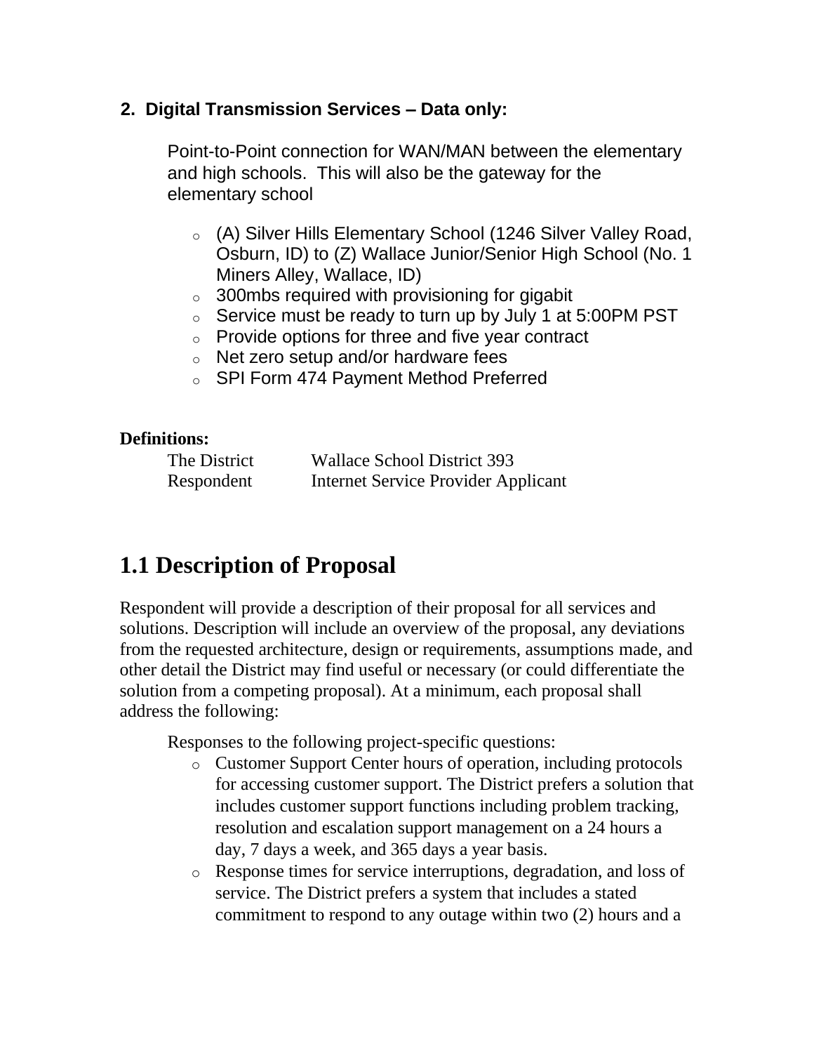**2. Digital Transmission Services – Data only:**

Point-to-Point connection for WAN/MAN between the elementary and high schools. This will also be the gateway for the elementary school

- (A) Silver Hills Elementary School (1246 Silver Valley Road, Osburn, ID) to (Z) Wallace Junior/Senior High School (No. 1 Miners Alley, Wallace, ID)
- 300mbs required with provisioning for gigabit
- Service must be ready to turn up by July 1 at 5:00PM PST
- Provide options for three and five year contract
- Net zero setup and/or hardware fees
- SPI Form 474 Payment Method Preferred

**Definitions:**

| | |
|---|---|
| The District | Wallace School District 393 |
| Respondent | Internet Service Provider Applicant |

# 1.1 Description of Proposal

Respondent will provide a description of their proposal for all services and solutions. Description will include an overview of the proposal, any deviations from the requested architecture, design or requirements, assumptions made, and other detail the District may find useful or necessary (or could differentiate the solution from a competing proposal). At a minimum, each proposal shall address the following:

Responses to the following project-specific questions:

- Customer Support Center hours of operation, including protocols for accessing customer support. The District prefers a solution that includes customer support functions including problem tracking, resolution and escalation support management on a 24 hours a day, 7 days a week, and 365 days a year basis.
- Response times for service interruptions, degradation, and loss of service. The District prefers a system that includes a stated commitment to respond to any outage within two (2) hours and a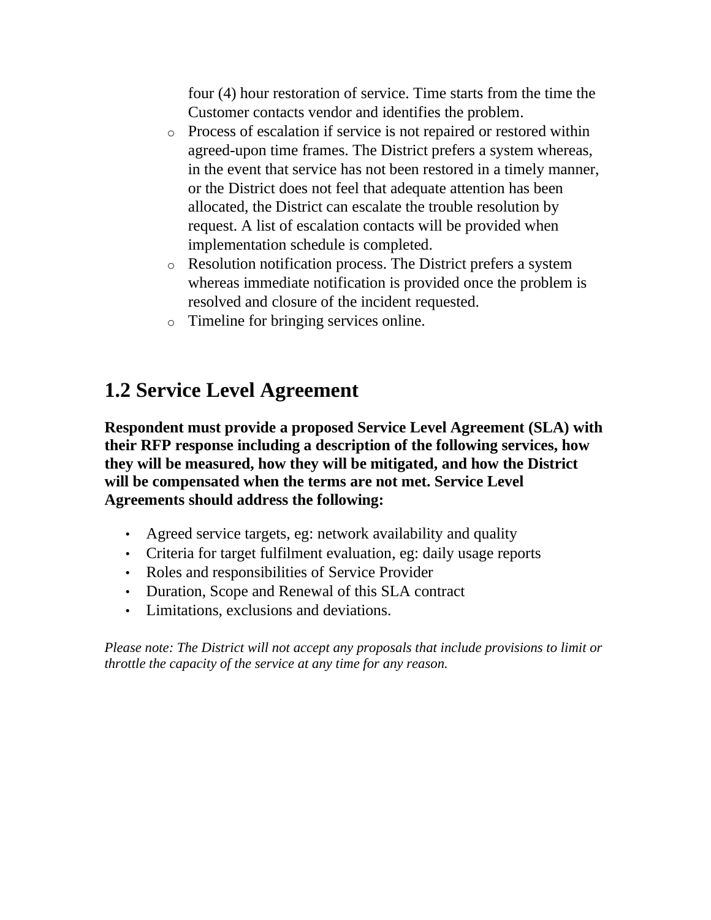four (4) hour restoration of service. Time starts from the time the Customer contacts vendor and identifies the problem.

- Process of escalation if service is not repaired or restored within agreed-upon time frames. The District prefers a system whereas, in the event that service has not been restored in a timely manner, or the District does not feel that adequate attention has been allocated, the District can escalate the trouble resolution by request. A list of escalation contacts will be provided when implementation schedule is completed.
- Resolution notification process. The District prefers a system whereas immediate notification is provided once the problem is resolved and closure of the incident requested.
- Timeline for bringing services online.

## 1.2 Service Level Agreement

**Respondent must provide a proposed Service Level Agreement (SLA) with their RFP response including a description of the following services, how they will be measured, how they will be mitigated, and how the District will be compensated when the terms are not met. Service Level Agreements should address the following:**

- Agreed service targets, eg: network availability and quality
- Criteria for target fulfilment evaluation, eg: daily usage reports
- Roles and responsibilities of Service Provider
- Duration, Scope and Renewal of this SLA contract
- Limitations, exclusions and deviations.

*Please note: The District will not accept any proposals that include provisions to limit or throttle the capacity of the service at any time for any reason.*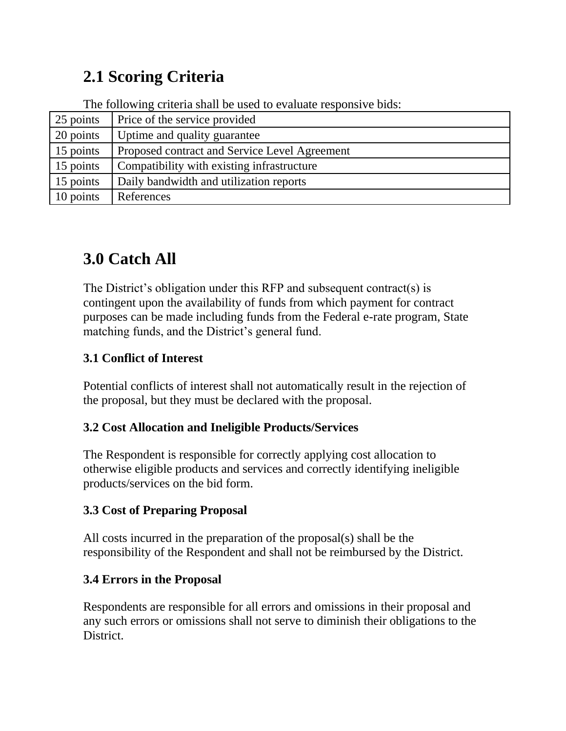## 2.1 Scoring Criteria

The following criteria shall be used to evaluate responsive bids:

| Points | Criteria |
|---|---|
| 25 points | Price of the service provided |
| 20 points | Uptime and quality guarantee |
| 15 points | Proposed contract and Service Level Agreement |
| 15 points | Compatibility with existing infrastructure |
| 15 points | Daily bandwidth and utilization reports |
| 10 points | References |

## 3.0 Catch All

The District's obligation under this RFP and subsequent contract(s) is contingent upon the availability of funds from which payment for contract purposes can be made including funds from the Federal e-rate program, State matching funds, and the District's general fund.

### 3.1 Conflict of Interest

Potential conflicts of interest shall not automatically result in the rejection of the proposal, but they must be declared with the proposal.

### 3.2 Cost Allocation and Ineligible Products/Services

The Respondent is responsible for correctly applying cost allocation to otherwise eligible products and services and correctly identifying ineligible products/services on the bid form.

### 3.3 Cost of Preparing Proposal

All costs incurred in the preparation of the proposal(s) shall be the responsibility of the Respondent and shall not be reimbursed by the District.

### 3.4 Errors in the Proposal

Respondents are responsible for all errors and omissions in their proposal and any such errors or omissions shall not serve to diminish their obligations to the District.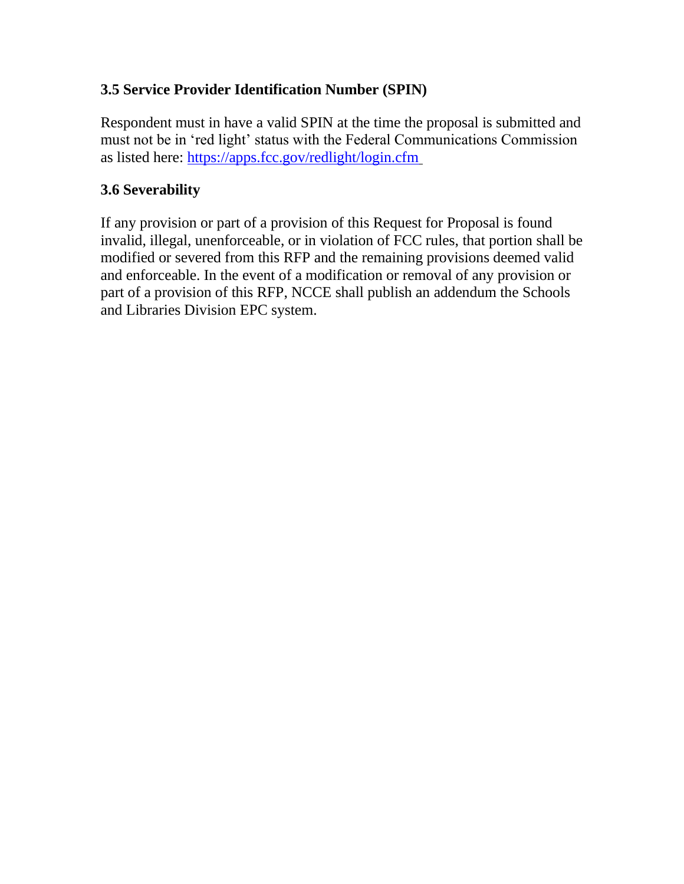### 3.5 Service Provider Identification Number (SPIN)

Respondent must in have a valid SPIN at the time the proposal is submitted and must not be in ‘red light’ status with the Federal Communications Commission as listed here: https://apps.fcc.gov/redlight/login.cfm

### 3.6 Severability

If any provision or part of a provision of this Request for Proposal is found invalid, illegal, unenforceable, or in violation of FCC rules, that portion shall be modified or severed from this RFP and the remaining provisions deemed valid and enforceable. In the event of a modification or removal of any provision or part of a provision of this RFP, NCCE shall publish an addendum the Schools and Libraries Division EPC system.